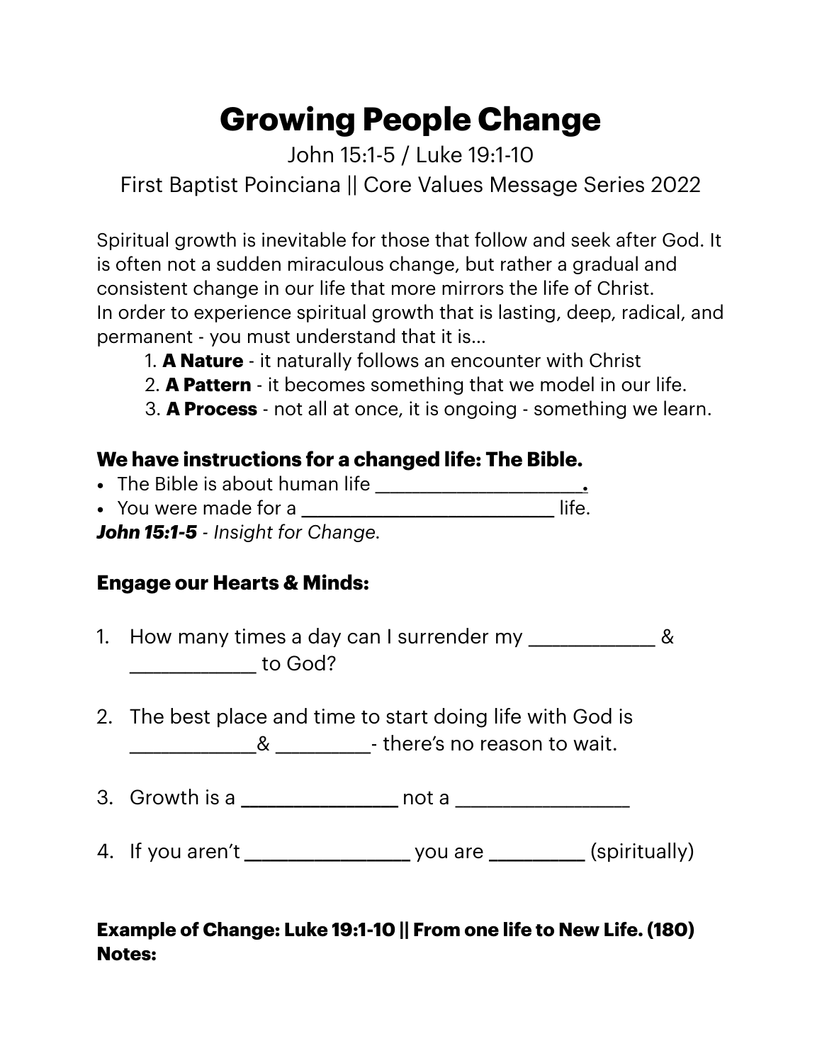# Growing People Change

John 15:1-5 / Luke 19:1-10

First Baptist Poinciana || Core Values Message Series 2022

Spiritual growth is inevitable for those that follow and seek after God. It is often not a sudden miraculous change, but rather a gradual and consistent change in our life that more mirrors the life of Christ.
In order to experience spiritual growth that is lasting, deep, radical, and permanent - you must understand that it is...

1. **A Nature** - it naturally follows an encounter with Christ
2. **A Pattern** - it becomes something that we model in our life.
3. **A Process** - not all at once, it is ongoing - something we learn.

### We have instructions for a changed life: The Bible.

- The Bible is about human life ____________________.
- You were made for a _________________________ life.

***John 15:1-5*** *- Insight for Change.*

### Engage our Hearts & Minds:

1. How many times a day can I surrender my ____________ & ____________ to God?
2. The best place and time to start doing life with God is ____________& _________- there's no reason to wait.
3. Growth is a _______________ not a ________________
4. If you aren't ________________ you are _________ (spiritually)

**Example of Change: Luke 19:1-10 || From one life to New Life. (180)**
**Notes:**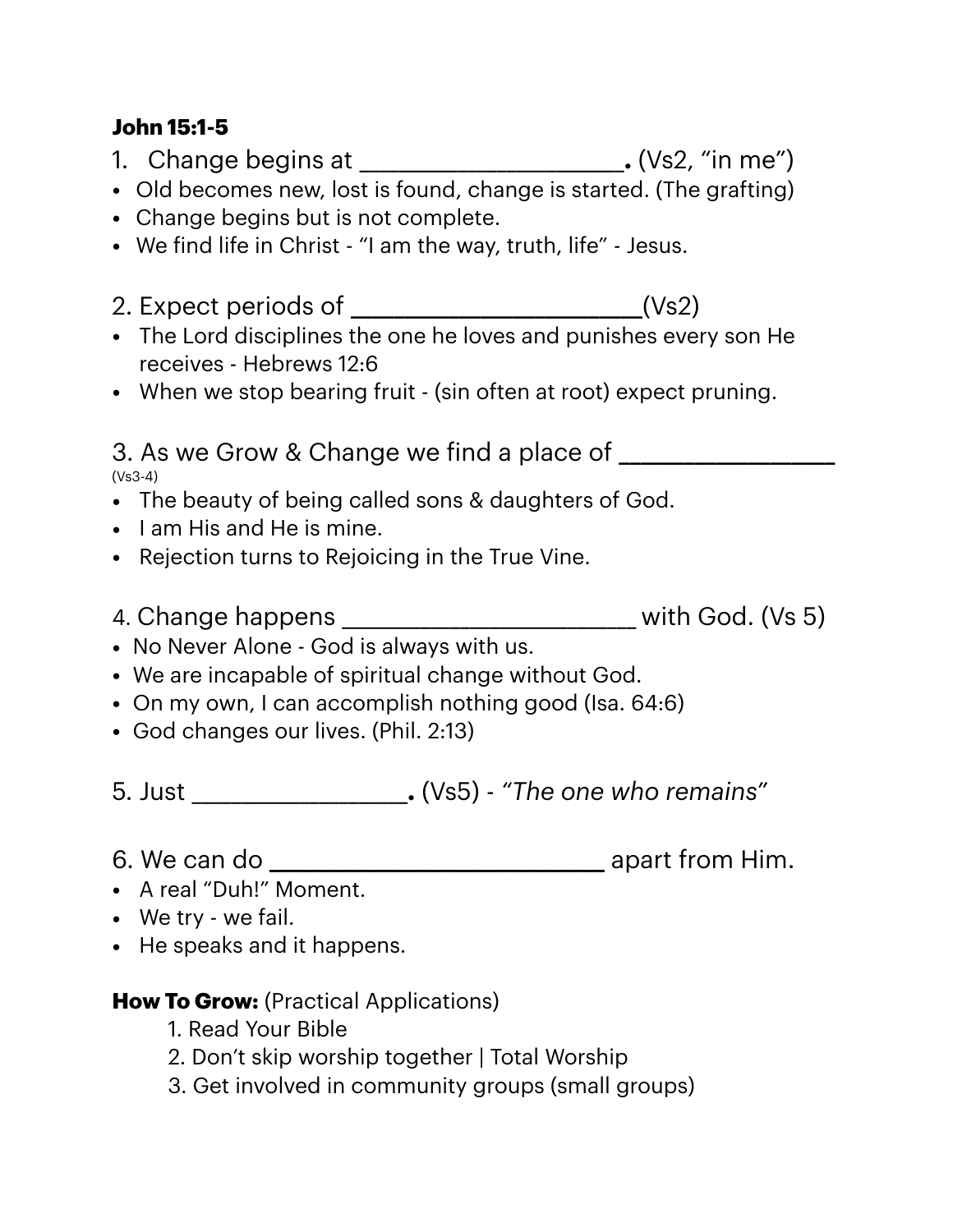**John 15:1-5**

1. Change begins at ____________________. (Vs2, “in me”)

- Old becomes new, lost is found, change is started. (The grafting)
- Change begins but is not complete.
- We find life in Christ - “I am the way, truth, life” - Jesus.

2. Expect periods of ______________________(Vs2)

- The Lord disciplines the one he loves and punishes every son He receives - Hebrews 12:6
- When we stop bearing fruit - (sin often at root) expect pruning.

3. As we Grow & Change we find a place of ________________ (Vs3-4)

- The beauty of being called sons & daughters of God.
- I am His and He is mine.
- Rejection turns to Rejoicing in the True Vine.

4. Change happens _______________________ with God. (Vs 5)

- No Never Alone - God is always with us.
- We are incapable of spiritual change without God.
- On my own, I can accomplish nothing good (Isa. 64:6)
- God changes our lives. (Phil. 2:13)

5. Just ________________. (Vs5) - *“The one who remains”*

6. We can do _________________________ apart from Him.

- A real “Duh!” Moment.
- We try - we fail.
- He speaks and it happens.

**How To Grow:** (Practical Applications)

1. Read Your Bible
2. Don’t skip worship together | Total Worship
3. Get involved in community groups (small groups)